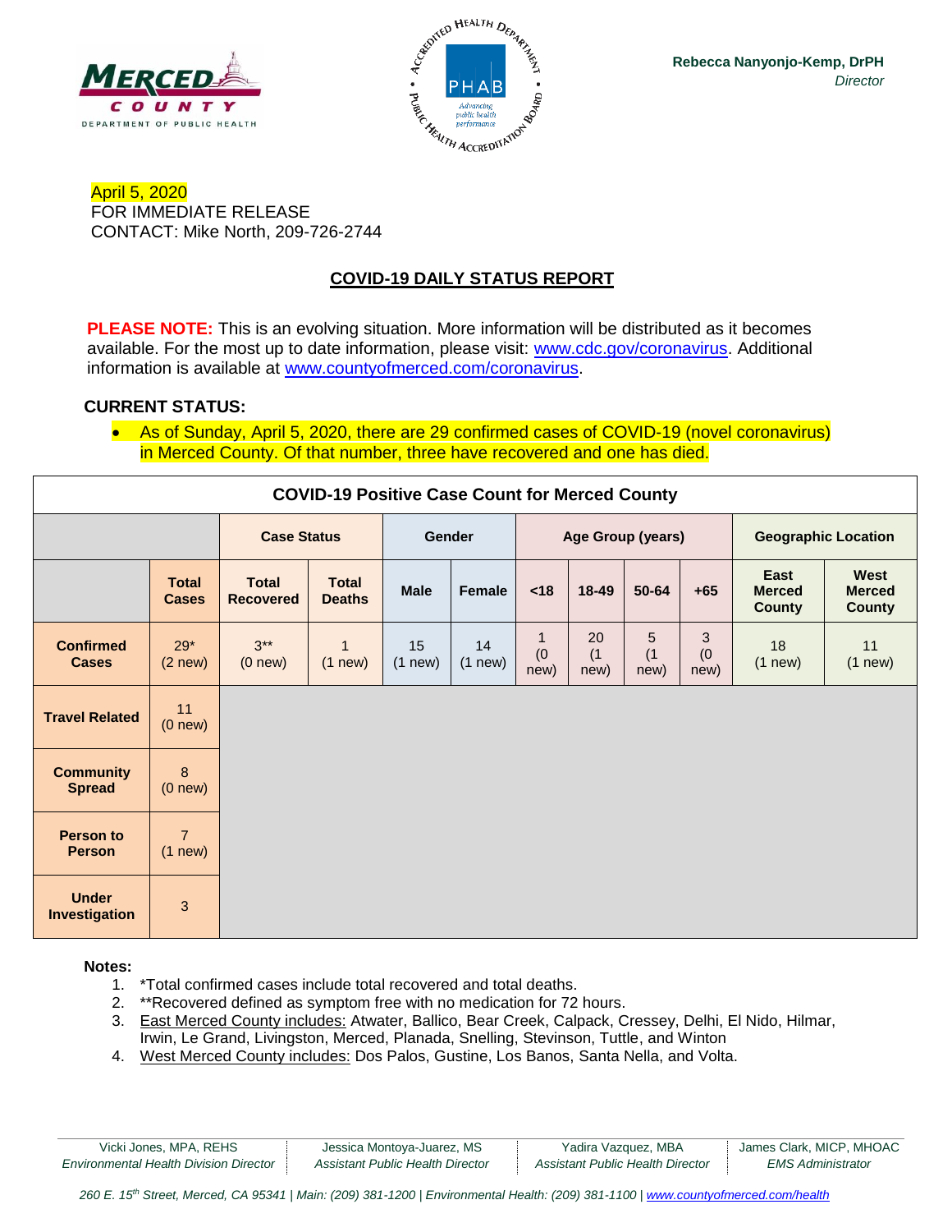**Rebecca Nanyonjo-Kemp, DrPH**
*Director*

April 5, 2020
FOR IMMEDIATE RELEASE
CONTACT: Mike North, 209-726-2744

## COVID-19 DAILY STATUS REPORT

**PLEASE NOTE:** This is an evolving situation. More information will be distributed as it becomes available. For the most up to date information, please visit: www.cdc.gov/coronavirus. Additional information is available at www.countyofmerced.com/coronavirus.

**CURRENT STATUS:**

- As of Sunday, April 5, 2020, there are 29 confirmed cases of COVID-19 (novel coronavirus) in Merced County. Of that number, three have recovered and one has died.

**COVID-19 Positive Case Count for Merced County**

| | | Case Status | | Gender | | Age Group (years) | | | | Geographic Location | |
|---|---|---|---|---|---|---|---|---|---|---|---|
| | **Total Cases** | **Total Recovered** | **Total Deaths** | **Male** | **Female** | **<18** | **18-49** | **50-64** | **+65** | **East Merced County** | **West Merced County** |
| **Confirmed Cases** | 29* (2 new) | 3** (0 new) | 1 (1 new) | 15 (1 new) | 14 (1 new) | 1 (0 new) | 20 (1 new) | 5 (1 new) | 3 (0 new) | 18 (1 new) | 11 (1 new) |
| **Travel Related** | 11 (0 new) | | | | | | | | | | |
| **Community Spread** | 8 (0 new) | | | | | | | | | | |
| **Person to Person** | 7 (1 new) | | | | | | | | | | |
| **Under Investigation** | 3 | | | | | | | | | | |

**Notes:**

1. *Total confirmed cases include total recovered and total deaths.
2. **Recovered defined as symptom free with no medication for 72 hours.
3. East Merced County includes: Atwater, Ballico, Bear Creek, Calpack, Cressey, Delhi, El Nido, Hilmar, Irwin, Le Grand, Livingston, Merced, Planada, Snelling, Stevinson, Tuttle, and Winton
4. West Merced County includes: Dos Palos, Gustine, Los Banos, Santa Nella, and Volta.

Vicki Jones, MPA, REHS — *Environmental Health Division Director*
Jessica Montoya-Juarez, MS — *Assistant Public Health Director*
Yadira Vazquez, MBA — *Assistant Public Health Director*
James Clark, MICP, MHOAC — *EMS Administrator*

*260 E. 15th Street, Merced, CA 95341 | Main: (209) 381-1200 | Environmental Health: (209) 381-1100 | www.countyofmerced.com/health*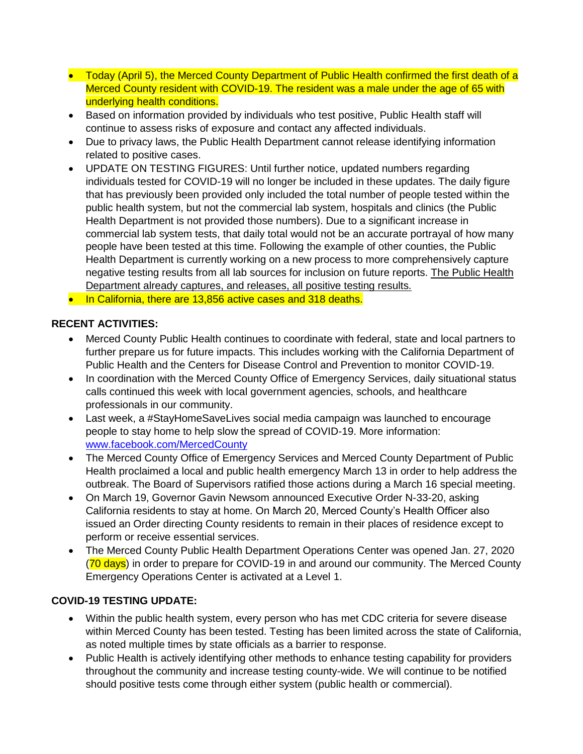- Today (April 5), the Merced County Department of Public Health confirmed the first death of a Merced County resident with COVID-19. The resident was a male under the age of 65 with underlying health conditions.
- Based on information provided by individuals who test positive, Public Health staff will continue to assess risks of exposure and contact any affected individuals.
- Due to privacy laws, the Public Health Department cannot release identifying information related to positive cases.
- UPDATE ON TESTING FIGURES: Until further notice, updated numbers regarding individuals tested for COVID-19 will no longer be included in these updates. The daily figure that has previously been provided only included the total number of people tested within the public health system, but not the commercial lab system, hospitals and clinics (the Public Health Department is not provided those numbers). Due to a significant increase in commercial lab system tests, that daily total would not be an accurate portrayal of how many people have been tested at this time. Following the example of other counties, the Public Health Department is currently working on a new process to more comprehensively capture negative testing results from all lab sources for inclusion on future reports. The Public Health Department already captures, and releases, all positive testing results.
- In California, there are 13,856 active cases and 318 deaths.

**RECENT ACTIVITIES:**

- Merced County Public Health continues to coordinate with federal, state and local partners to further prepare us for future impacts. This includes working with the California Department of Public Health and the Centers for Disease Control and Prevention to monitor COVID-19.
- In coordination with the Merced County Office of Emergency Services, daily situational status calls continued this week with local government agencies, schools, and healthcare professionals in our community.
- Last week, a #StayHomeSaveLives social media campaign was launched to encourage people to stay home to help slow the spread of COVID-19. More information: www.facebook.com/MercedCounty
- The Merced County Office of Emergency Services and Merced County Department of Public Health proclaimed a local and public health emergency March 13 in order to help address the outbreak. The Board of Supervisors ratified those actions during a March 16 special meeting.
- On March 19, Governor Gavin Newsom announced Executive Order N-33-20, asking California residents to stay at home. On March 20, Merced County's Health Officer also issued an Order directing County residents to remain in their places of residence except to perform or receive essential services.
- The Merced County Public Health Department Operations Center was opened Jan. 27, 2020 (70 days) in order to prepare for COVID-19 in and around our community. The Merced County Emergency Operations Center is activated at a Level 1.

**COVID-19 TESTING UPDATE:**

- Within the public health system, every person who has met CDC criteria for severe disease within Merced County has been tested. Testing has been limited across the state of California, as noted multiple times by state officials as a barrier to response.
- Public Health is actively identifying other methods to enhance testing capability for providers throughout the community and increase testing county-wide. We will continue to be notified should positive tests come through either system (public health or commercial).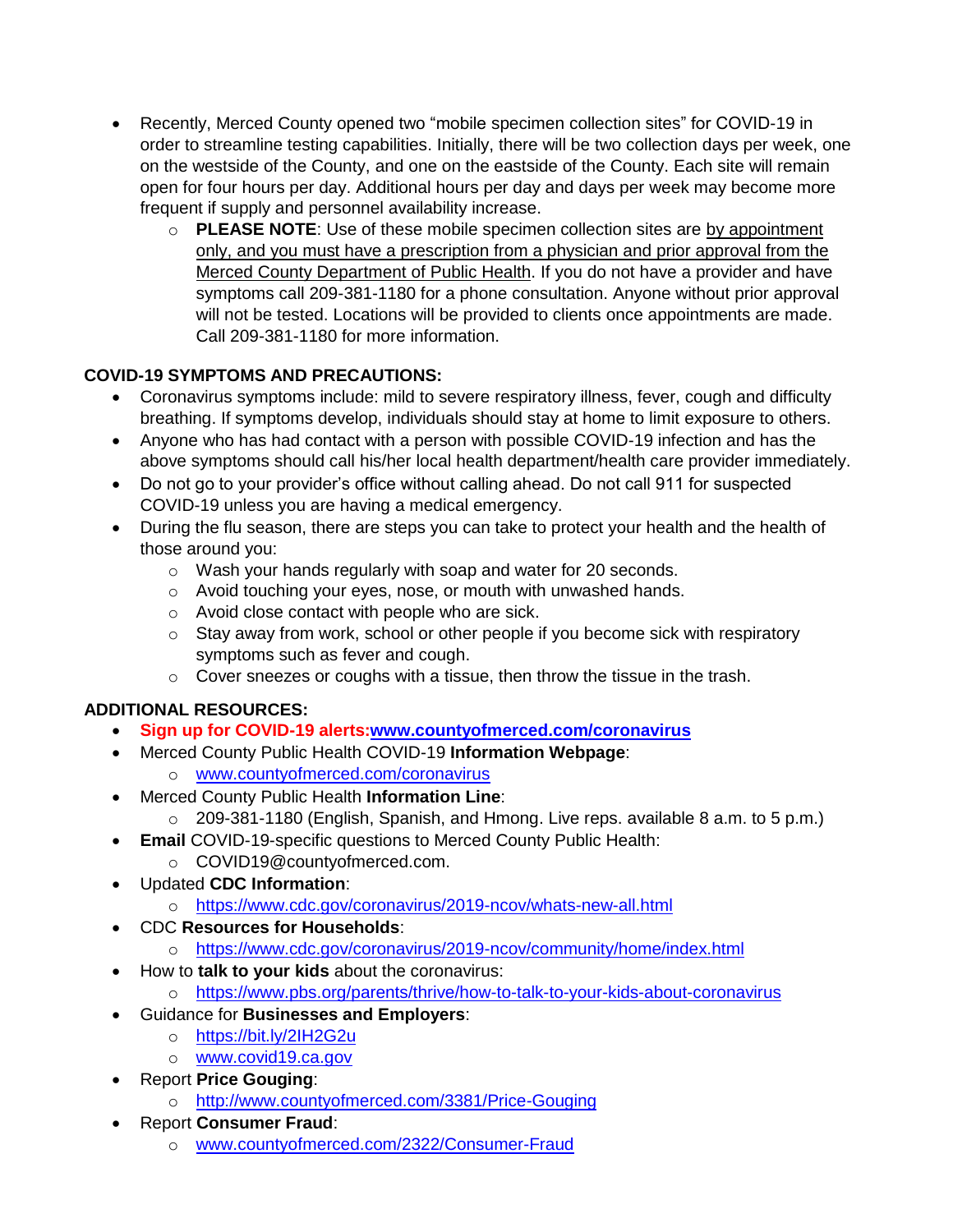- Recently, Merced County opened two "mobile specimen collection sites" for COVID-19 in order to streamline testing capabilities. Initially, there will be two collection days per week, one on the westside of the County, and one on the eastside of the County. Each site will remain open for four hours per day. Additional hours per day and days per week may become more frequent if supply and personnel availability increase.
    - **PLEASE NOTE**: Use of these mobile specimen collection sites are by appointment only, and you must have a prescription from a physician and prior approval from the Merced County Department of Public Health. If you do not have a provider and have symptoms call 209-381-1180 for a phone consultation. Anyone without prior approval will not be tested. Locations will be provided to clients once appointments are made. Call 209-381-1180 for more information.

**COVID-19 SYMPTOMS AND PRECAUTIONS:**

- Coronavirus symptoms include: mild to severe respiratory illness, fever, cough and difficulty breathing. If symptoms develop, individuals should stay at home to limit exposure to others.
- Anyone who has had contact with a person with possible COVID-19 infection and has the above symptoms should call his/her local health department/health care provider immediately.
- Do not go to your provider's office without calling ahead. Do not call 911 for suspected COVID-19 unless you are having a medical emergency.
- During the flu season, there are steps you can take to protect your health and the health of those around you:
    - Wash your hands regularly with soap and water for 20 seconds.
    - Avoid touching your eyes, nose, or mouth with unwashed hands.
    - Avoid close contact with people who are sick.
    - Stay away from work, school or other people if you become sick with respiratory symptoms such as fever and cough.
    - Cover sneezes or coughs with a tissue, then throw the tissue in the trash.

**ADDITIONAL RESOURCES:**

- **Sign up for COVID-19 alerts:www.countyofmerced.com/coronavirus**
- Merced County Public Health COVID-19 **Information Webpage**:
    - www.countyofmerced.com/coronavirus
- Merced County Public Health **Information Line**:
    - 209-381-1180 (English, Spanish, and Hmong. Live reps. available 8 a.m. to 5 p.m.)
- **Email** COVID-19-specific questions to Merced County Public Health:
    - COVID19@countyofmerced.com.
- Updated **CDC Information**:
    - https://www.cdc.gov/coronavirus/2019-ncov/whats-new-all.html
- CDC **Resources for Households**:
    - https://www.cdc.gov/coronavirus/2019-ncov/community/home/index.html
- How to **talk to your kids** about the coronavirus:
    - https://www.pbs.org/parents/thrive/how-to-talk-to-your-kids-about-coronavirus
- Guidance for **Businesses and Employers**:
    - https://bit.ly/2IH2G2u
    - www.covid19.ca.gov
- Report **Price Gouging**:
    - http://www.countyofmerced.com/3381/Price-Gouging
- Report **Consumer Fraud**:
    - www.countyofmerced.com/2322/Consumer-Fraud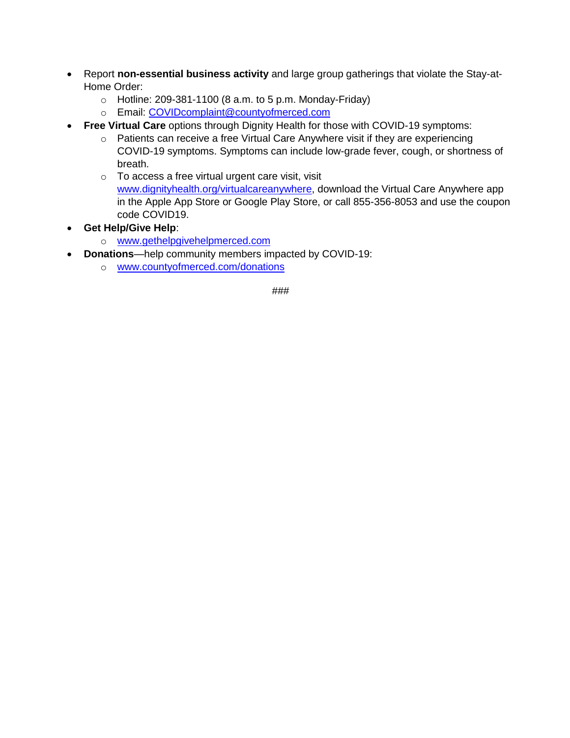- Report **non-essential business activity** and large group gatherings that violate the Stay-at-Home Order:
  - Hotline: 209-381-1100 (8 a.m. to 5 p.m. Monday-Friday)
  - Email: COVIDcomplaint@countyofmerced.com
- **Free Virtual Care** options through Dignity Health for those with COVID-19 symptoms:
  - Patients can receive a free Virtual Care Anywhere visit if they are experiencing COVID-19 symptoms. Symptoms can include low-grade fever, cough, or shortness of breath.
  - To access a free virtual urgent care visit, visit www.dignityhealth.org/virtualcareanywhere, download the Virtual Care Anywhere app in the Apple App Store or Google Play Store, or call 855-356-8053 and use the coupon code COVID19.
- **Get Help/Give Help**:
  - www.gethelpgivehelpmerced.com
- **Donations**—help community members impacted by COVID-19:
  - www.countyofmerced.com/donations

###